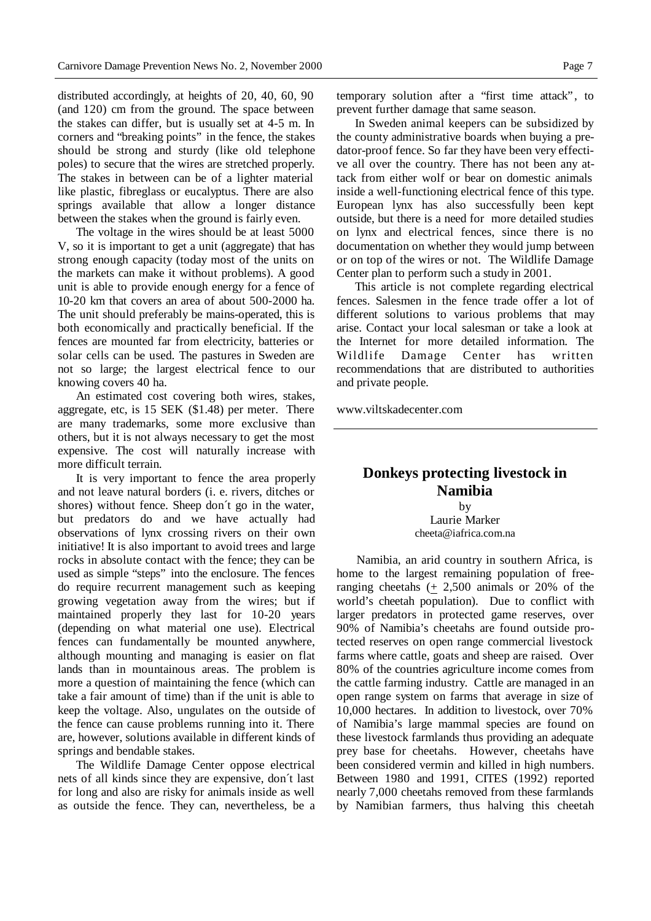distributed accordingly, at heights of 20, 40, 60, 90 (and 120) cm from the ground. The space between the stakes can differ, but is usually set at 4-5 m. In corners and "breaking points" in the fence, the stakes should be strong and sturdy (like old telephone poles) to secure that the wires are stretched properly. The stakes in between can be of a lighter material like plastic, fibreglass or eucalyptus. There are also springs available that allow a longer distance between the stakes when the ground is fairly even.

The voltage in the wires should be at least 5000 V, so it is important to get a unit (aggregate) that has strong enough capacity (today most of the units on the markets can make it without problems). A good unit is able to provide enough energy for a fence of 10-20 km that covers an area of about 500-2000 ha. The unit should preferably be mains-operated, this is both economically and practically beneficial. If the fences are mounted far from electricity, batteries or solar cells can be used. The pastures in Sweden are not so large; the largest electrical fence to our knowing covers 40 ha.

An estimated cost covering both wires, stakes, aggregate, etc, is 15 SEK ($1.48) per meter. There are many trademarks, some more exclusive than others, but it is not always necessary to get the most expensive. The cost will naturally increase with more difficult terrain.

It is very important to fence the area properly and not leave natural borders (i. e. rivers, ditches or shores) without fence. Sheep don´t go in the water, but predators do and we have actually had observations of lynx crossing rivers on their own initiative! It is also important to avoid trees and large rocks in absolute contact with the fence; they can be used as simple "steps" into the enclosure. The fences do require recurrent management such as keeping growing vegetation away from the wires; but if maintained properly they last for 10-20 years (depending on what material one use). Electrical fences can fundamentally be mounted anywhere, although mounting and managing is easier on flat lands than in mountainous areas. The problem is more a question of maintaining the fence (which can take a fair amount of time) than if the unit is able to keep the voltage. Also, ungulates on the outside of the fence can cause problems running into it. There are, however, solutions available in different kinds of springs and bendable stakes.

The Wildlife Damage Center oppose electrical nets of all kinds since they are expensive, don´t last for long and also are risky for animals inside as well as outside the fence. They can, nevertheless, be a temporary solution after a "first time attack", to prevent further damage that same season.

In Sweden animal keepers can be subsidized by the county administrative boards when buying a predator-proof fence. So far they have been very effective all over the country. There has not been any attack from either wolf or bear on domestic animals inside a well-functioning electrical fence of this type. European lynx has also successfully been kept outside, but there is a need for more detailed studies on lynx and electrical fences, since there is no documentation on whether they would jump between or on top of the wires or not. The Wildlife Damage Center plan to perform such a study in 2001.

This article is not complete regarding electrical fences. Salesmen in the fence trade offer a lot of different solutions to various problems that may arise. Contact your local salesman or take a look at the Internet for more detailed information. The Wildlife Damage Center has written recommendations that are distributed to authorities and private people.

www.viltskadecenter.com

## Donkeys protecting livestock in Namibia

by
Laurie Marker
cheeta@iafrica.com.na

Namibia, an arid country in southern Africa, is home to the largest remaining population of free-ranging cheetahs (± 2,500 animals or 20% of the world's cheetah population). Due to conflict with larger predators in protected game reserves, over 90% of Namibia's cheetahs are found outside protected reserves on open range commercial livestock farms where cattle, goats and sheep are raised. Over 80% of the countries agriculture income comes from the cattle farming industry. Cattle are managed in an open range system on farms that average in size of 10,000 hectares. In addition to livestock, over 70% of Namibia's large mammal species are found on these livestock farmlands thus providing an adequate prey base for cheetahs. However, cheetahs have been considered vermin and killed in high numbers. Between 1980 and 1991, CITES (1992) reported nearly 7,000 cheetahs removed from these farmlands by Namibian farmers, thus halving this cheetah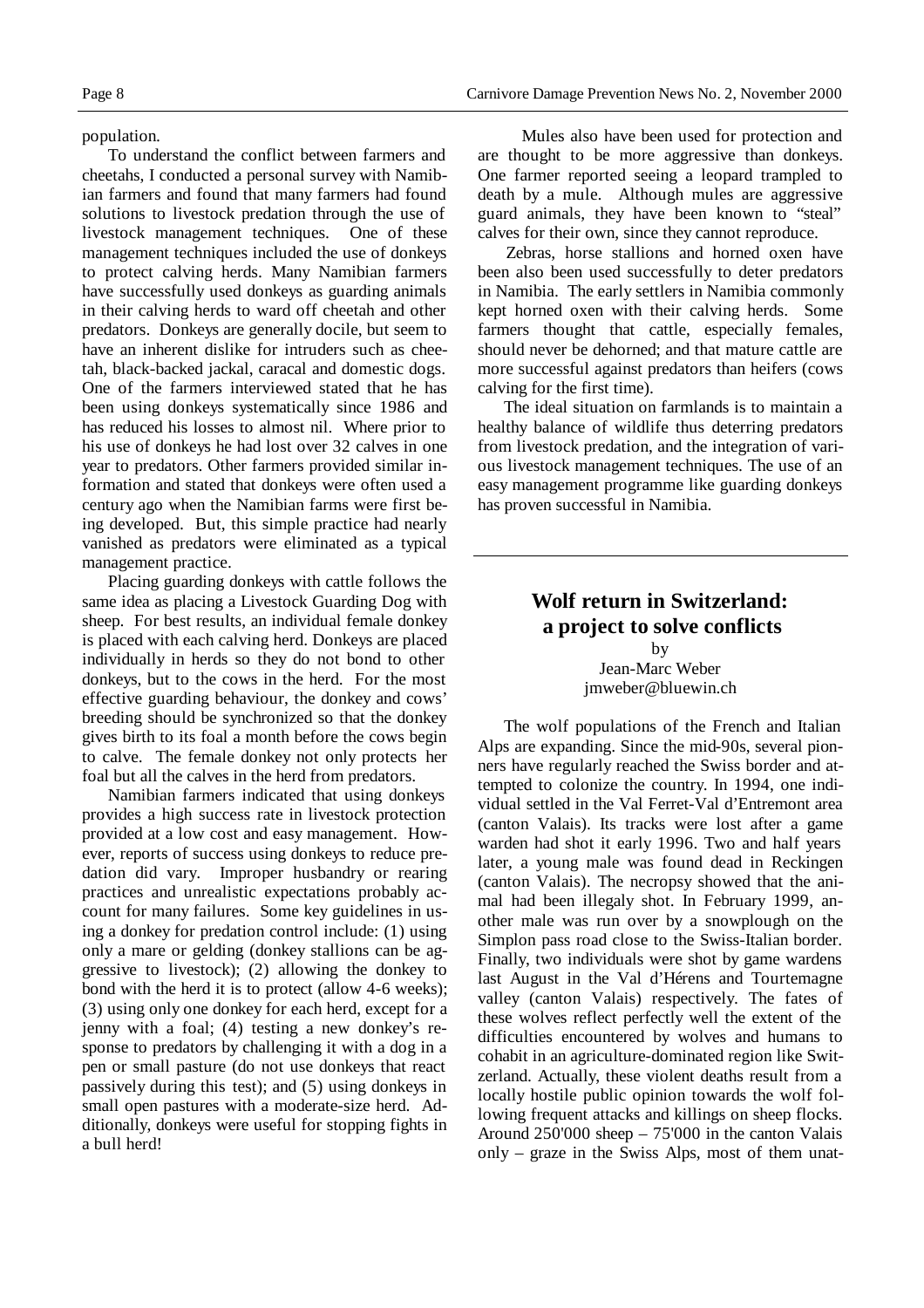population.

To understand the conflict between farmers and cheetahs, I conducted a personal survey with Namibian farmers and found that many farmers had found solutions to livestock predation through the use of livestock management techniques. One of these management techniques included the use of donkeys to protect calving herds. Many Namibian farmers have successfully used donkeys as guarding animals in their calving herds to ward off cheetah and other predators. Donkeys are generally docile, but seem to have an inherent dislike for intruders such as cheetah, black-backed jackal, caracal and domestic dogs. One of the farmers interviewed stated that he has been using donkeys systematically since 1986 and has reduced his losses to almost nil. Where prior to his use of donkeys he had lost over 32 calves in one year to predators. Other farmers provided similar information and stated that donkeys were often used a century ago when the Namibian farms were first being developed. But, this simple practice had nearly vanished as predators were eliminated as a typical management practice.

Placing guarding donkeys with cattle follows the same idea as placing a Livestock Guarding Dog with sheep. For best results, an individual female donkey is placed with each calving herd. Donkeys are placed individually in herds so they do not bond to other donkeys, but to the cows in the herd. For the most effective guarding behaviour, the donkey and cows' breeding should be synchronized so that the donkey gives birth to its foal a month before the cows begin to calve. The female donkey not only protects her foal but all the calves in the herd from predators.

Namibian farmers indicated that using donkeys provides a high success rate in livestock protection provided at a low cost and easy management. However, reports of success using donkeys to reduce predation did vary. Improper husbandry or rearing practices and unrealistic expectations probably account for many failures. Some key guidelines in using a donkey for predation control include: (1) using only a mare or gelding (donkey stallions can be aggressive to livestock); (2) allowing the donkey to bond with the herd it is to protect (allow 4-6 weeks); (3) using only one donkey for each herd, except for a jenny with a foal; (4) testing a new donkey's response to predators by challenging it with a dog in a pen or small pasture (do not use donkeys that react passively during this test); and (5) using donkeys in small open pastures with a moderate-size herd. Additionally, donkeys were useful for stopping fights in a bull herd!

Mules also have been used for protection and are thought to be more aggressive than donkeys. One farmer reported seeing a leopard trampled to death by a mule. Although mules are aggressive guard animals, they have been known to "steal" calves for their own, since they cannot reproduce.

Zebras, horse stallions and horned oxen have been also been used successfully to deter predators in Namibia. The early settlers in Namibia commonly kept horned oxen with their calving herds. Some farmers thought that cattle, especially females, should never be dehorned; and that mature cattle are more successful against predators than heifers (cows calving for the first time).

The ideal situation on farmlands is to maintain a healthy balance of wildlife thus deterring predators from livestock predation, and the integration of various livestock management techniques. The use of an easy management programme like guarding donkeys has proven successful in Namibia.

## Wolf return in Switzerland: a project to solve conflicts

by

Jean-Marc Weber

jmweber@bluewin.ch

The wolf populations of the French and Italian Alps are expanding. Since the mid-90s, several pionners have regularly reached the Swiss border and attempted to colonize the country. In 1994, one individual settled in the Val Ferret-Val d'Entremont area (canton Valais). Its tracks were lost after a game warden had shot it early 1996. Two and half years later, a young male was found dead in Reckingen (canton Valais). The necropsy showed that the animal had been illegaly shot. In February 1999, another male was run over by a snowplough on the Simplon pass road close to the Swiss-Italian border. Finally, two individuals were shot by game wardens last August in the Val d'Hérens and Tourtemagne valley (canton Valais) respectively. The fates of these wolves reflect perfectly well the extent of the difficulties encountered by wolves and humans to cohabit in an agriculture-dominated region like Switzerland. Actually, these violent deaths result from a locally hostile public opinion towards the wolf following frequent attacks and killings on sheep flocks. Around 250'000 sheep – 75'000 in the canton Valais only – graze in the Swiss Alps, most of them unat-